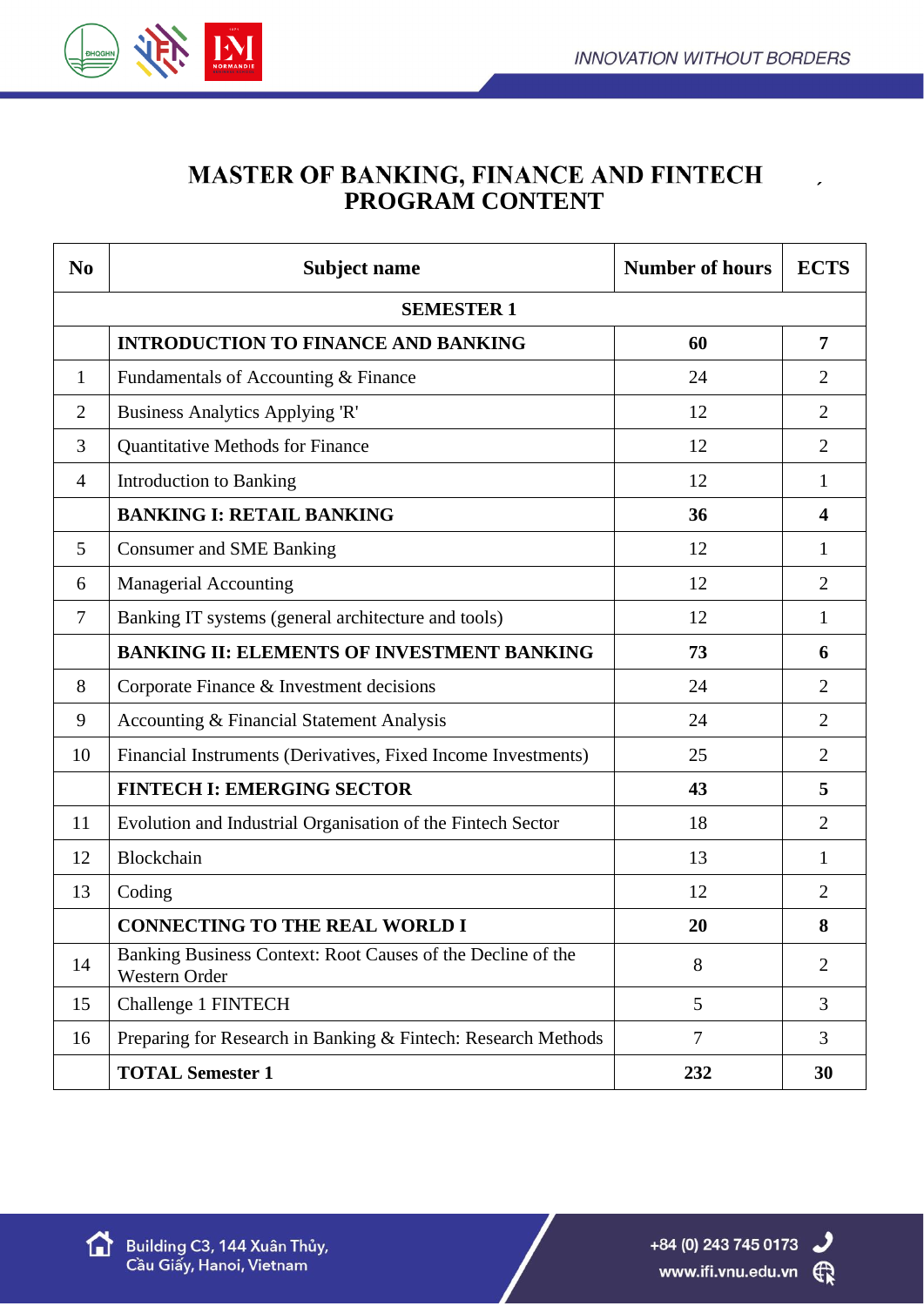# MASTER OF BANKING, FINANCE AND FINTECH PROGRAM CONTENT

| No | Subject name | Number of hours | ECTS |
|---|---|---|---|
| | **SEMESTER 1** | | |
| | **INTRODUCTION TO FINANCE AND BANKING** | **60** | **7** |
| 1 | Fundamentals of Accounting & Finance | 24 | 2 |
| 2 | Business Analytics Applying 'R' | 12 | 2 |
| 3 | Quantitative Methods for Finance | 12 | 2 |
| 4 | Introduction to Banking | 12 | 1 |
| | **BANKING I: RETAIL BANKING** | **36** | **4** |
| 5 | Consumer and SME Banking | 12 | 1 |
| 6 | Managerial Accounting | 12 | 2 |
| 7 | Banking IT systems (general architecture and tools) | 12 | 1 |
| | **BANKING II: ELEMENTS OF INVESTMENT BANKING** | **73** | **6** |
| 8 | Corporate Finance & Investment decisions | 24 | 2 |
| 9 | Accounting & Financial Statement Analysis | 24 | 2 |
| 10 | Financial Instruments (Derivatives, Fixed Income Investments) | 25 | 2 |
| | **FINTECH I: EMERGING SECTOR** | **43** | **5** |
| 11 | Evolution and Industrial Organisation of the Fintech Sector | 18 | 2 |
| 12 | Blockchain | 13 | 1 |
| 13 | Coding | 12 | 2 |
| | **CONNECTING TO THE REAL WORLD I** | **20** | **8** |
| 14 | Banking Business Context: Root Causes of the Decline of the Western Order | 8 | 2 |
| 15 | Challenge 1 FINTECH | 5 | 3 |
| 16 | Preparing for Research in Banking & Fintech: Research Methods | 7 | 3 |
| | **TOTAL Semester 1** | **232** | **30** |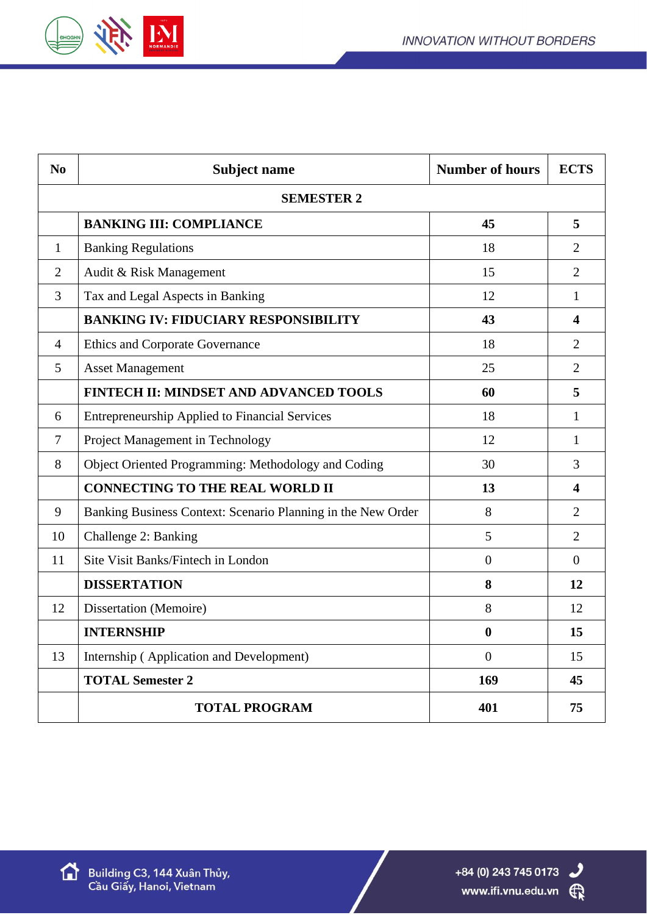| No | Subject name | Number of hours | ECTS |
|---|---|---|---|
| | **SEMESTER 2** | | |
| | **BANKING III: COMPLIANCE** | **45** | **5** |
| 1 | Banking Regulations | 18 | 2 |
| 2 | Audit & Risk Management | 15 | 2 |
| 3 | Tax and Legal Aspects in Banking | 12 | 1 |
| | **BANKING IV: FIDUCIARY RESPONSIBILITY** | **43** | **4** |
| 4 | Ethics and Corporate Governance | 18 | 2 |
| 5 | Asset Management | 25 | 2 |
| | **FINTECH II: MINDSET AND ADVANCED TOOLS** | **60** | **5** |
| 6 | Entrepreneurship Applied to Financial Services | 18 | 1 |
| 7 | Project Management in Technology | 12 | 1 |
| 8 | Object Oriented Programming: Methodology and Coding | 30 | 3 |
| | **CONNECTING TO THE REAL WORLD II** | **13** | **4** |
| 9 | Banking Business Context: Scenario Planning in the New Order | 8 | 2 |
| 10 | Challenge 2: Banking | 5 | 2 |
| 11 | Site Visit Banks/Fintech in London | 0 | 0 |
| | **DISSERTATION** | **8** | **12** |
| 12 | Dissertation (Memoire) | 8 | 12 |
| | **INTERNSHIP** | **0** | **15** |
| 13 | Internship ( Application and Development) | 0 | 15 |
| | **TOTAL Semester 2** | **169** | **45** |
| | **TOTAL PROGRAM** | **401** | **75** |